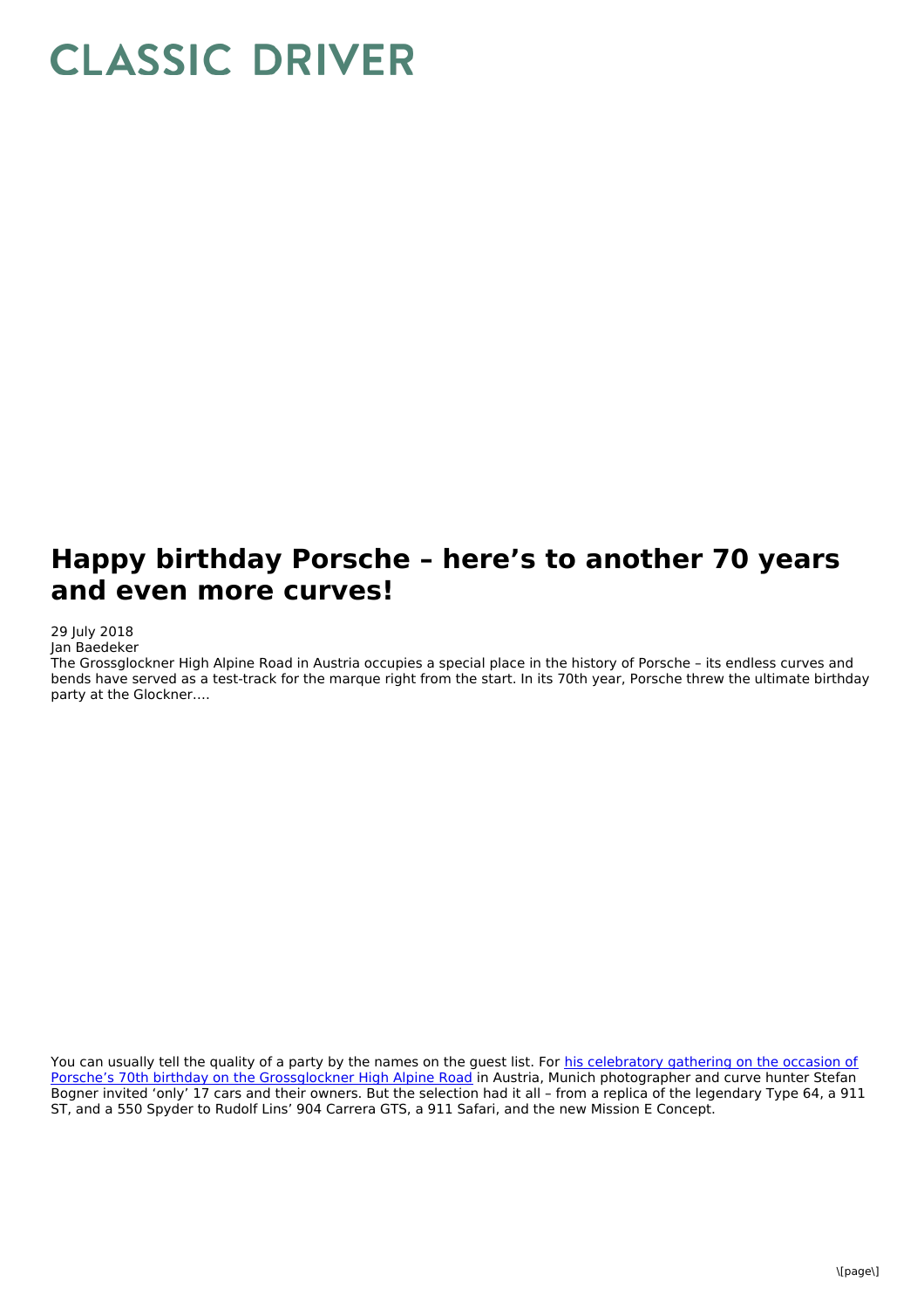# CLASSIC DRIVER

## Happy birthday Porsche – here's to another 70 years and even more curves!

29 July 2018
Jan Baedeker

The Grossglockner High Alpine Road in Austria occupies a special place in the history of Porsche – its endless curves and bends have served as a test-track for the marque right from the start. In its 70th year, Porsche threw the ultimate birthday party at the Glockner….

You can usually tell the quality of a party by the names on the guest list. For [his celebratory gathering on the occasion of Porsche's 70th birthday on the Grossglockner High Alpine Road]() in Austria, Munich photographer and curve hunter Stefan Bogner invited 'only' 17 cars and their owners. But the selection had it all – from a replica of the legendary Type 64, a 911 ST, and a 550 Spyder to Rudolf Lins' 904 Carrera GTS, a 911 Safari, and the new Mission E Concept.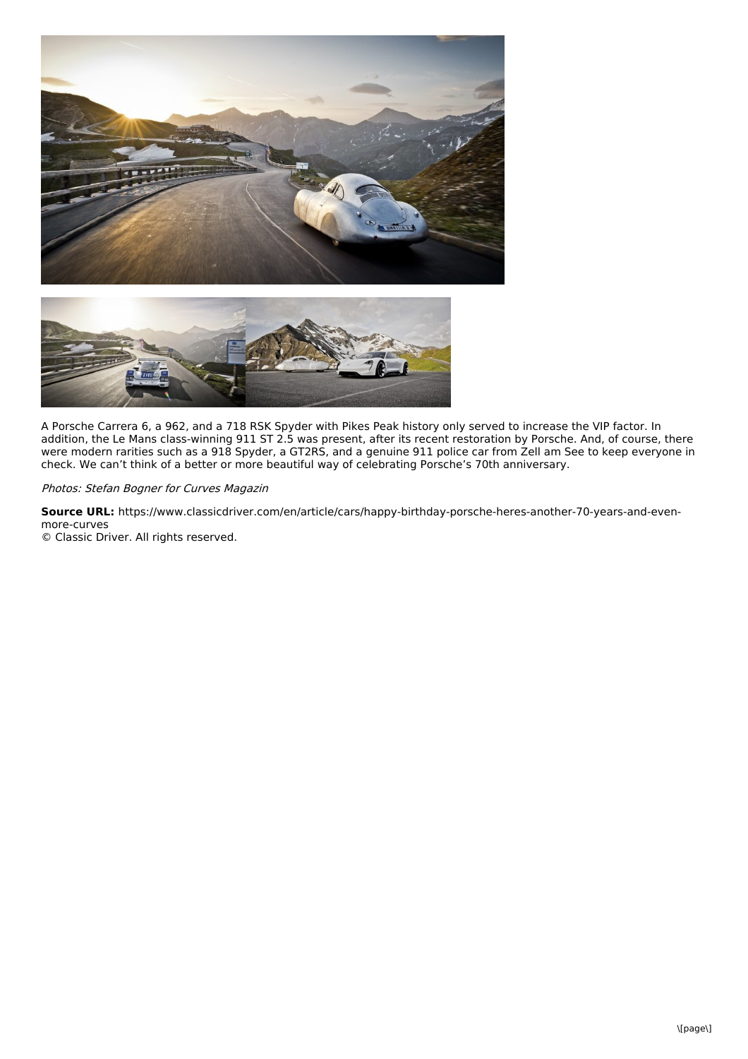A Porsche Carrera 6, a 962, and a 718 RSK Spyder with Pikes Peak history only served to increase the VIP factor. In addition, the Le Mans class-winning 911 ST 2.5 was present, after its recent restoration by Porsche. And, of course, there were modern rarities such as a 918 Spyder, a GT2RS, and a genuine 911 police car from Zell am See to keep everyone in check. We can't think of a better or more beautiful way of celebrating Porsche's 70th anniversary.

*Photos: Stefan Bogner for Curves Magazin*

**Source URL:** https://www.classicdriver.com/en/article/cars/happy-birthday-porsche-heres-another-70-years-and-even-more-curves
© Classic Driver. All rights reserved.